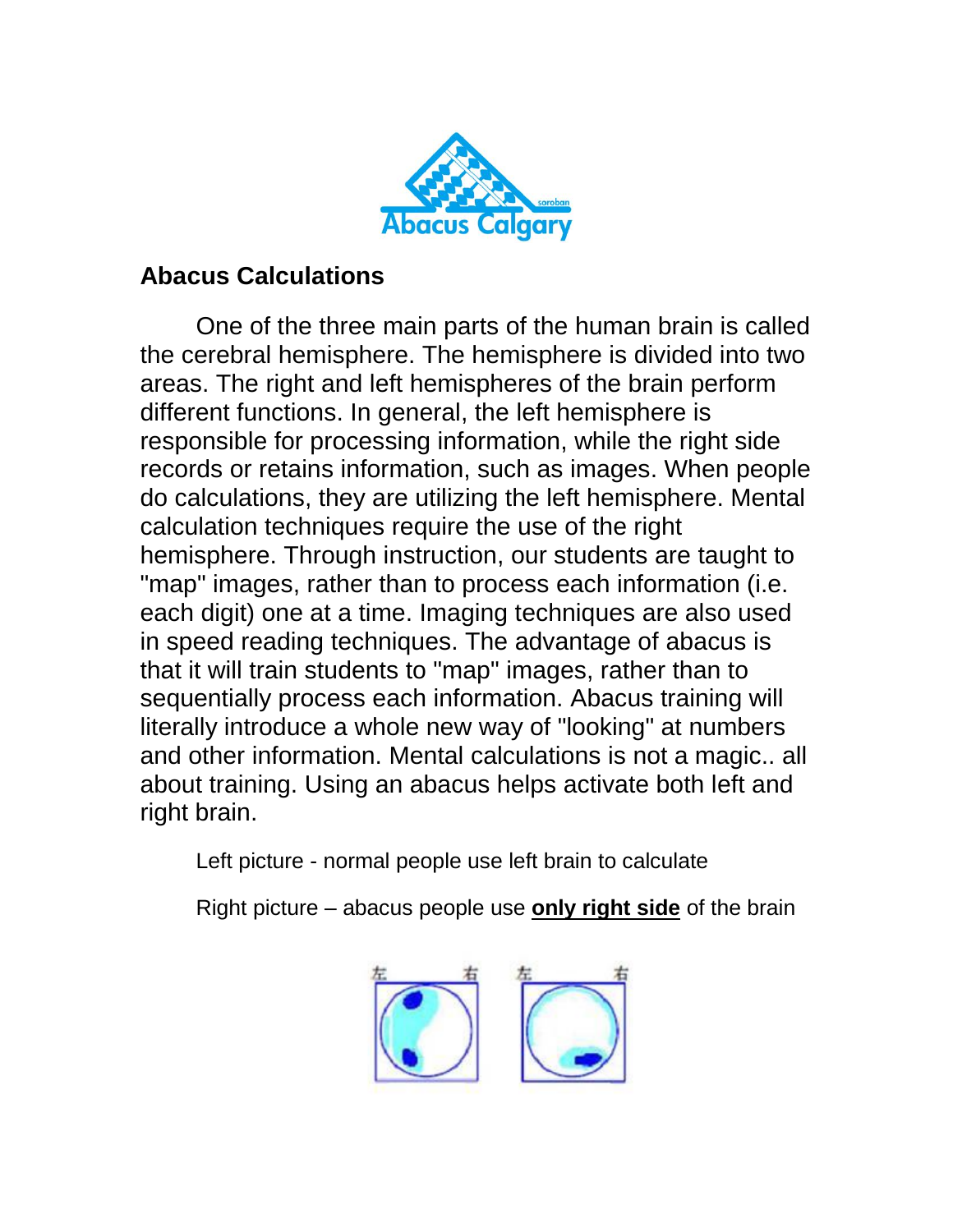## Abacus Calculations

One of the three main parts of the human brain is called the cerebral hemisphere. The hemisphere is divided into two areas. The right and left hemispheres of the brain perform different functions. In general, the left hemisphere is responsible for processing information, while the right side records or retains information, such as images. When people do calculations, they are utilizing the left hemisphere. Mental calculation techniques require the use of the right hemisphere. Through instruction, our students are taught to "map" images, rather than to process each information (i.e. each digit) one at a time. Imaging techniques are also used in speed reading techniques. The advantage of abacus is that it will train students to "map" images, rather than to sequentially process each information. Abacus training will literally introduce a whole new way of "looking" at numbers and other information. Mental calculations is not a magic.. all about training. Using an abacus helps activate both left and right brain.

Left picture - normal people use left brain to calculate

Right picture – abacus people use **only right side** of the brain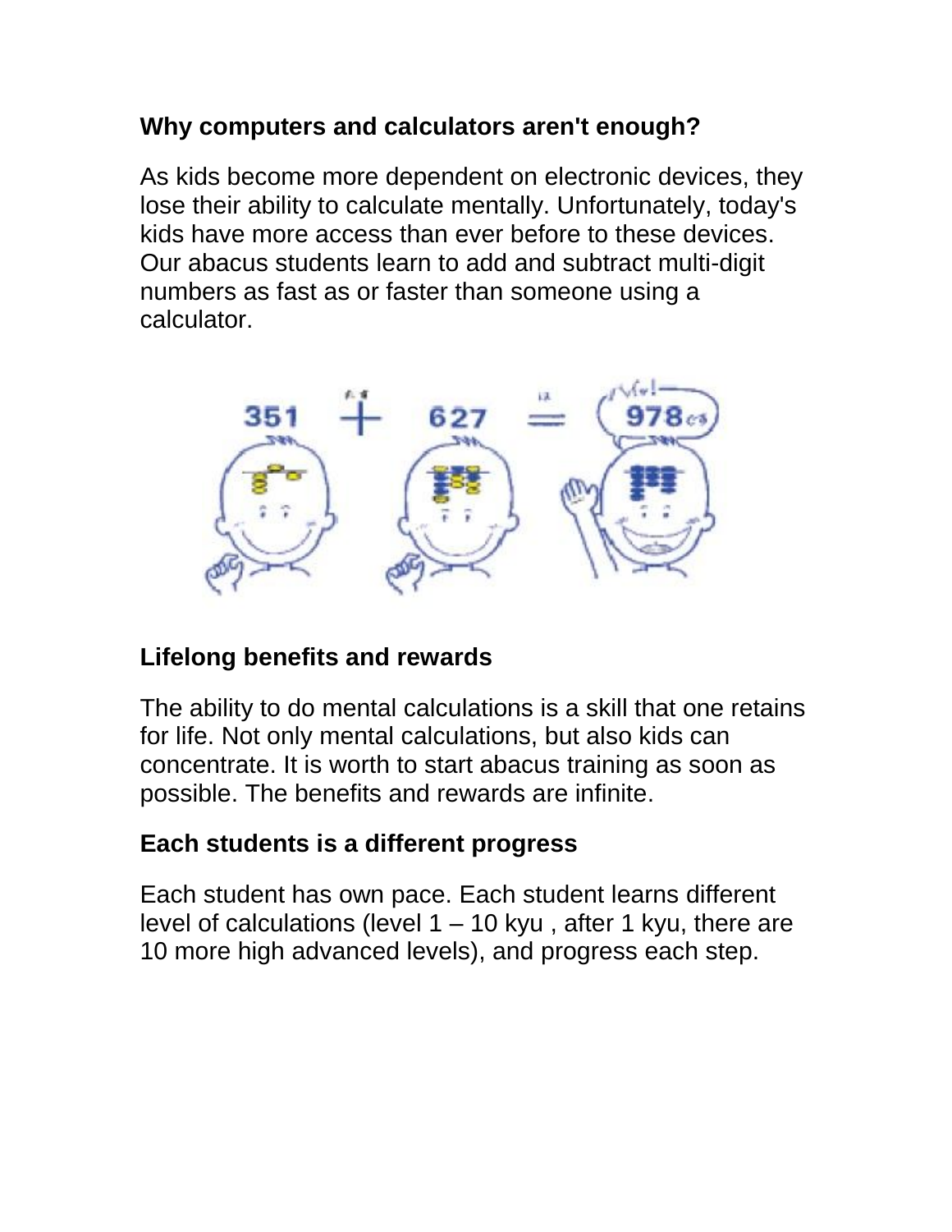## Why computers and calculators aren't enough?

As kids become more dependent on electronic devices, they lose their ability to calculate mentally. Unfortunately, today's kids have more access than ever before to these devices. Our abacus students learn to add and subtract multi-digit numbers as fast as or faster than someone using a calculator.

## Lifelong benefits and rewards

The ability to do mental calculations is a skill that one retains for life. Not only mental calculations, but also kids can concentrate. It is worth to start abacus training as soon as possible. The benefits and rewards are infinite.

## Each students is a different progress

Each student has own pace. Each student learns different level of calculations (level 1 – 10 kyu , after 1 kyu, there are 10 more high advanced levels), and progress each step.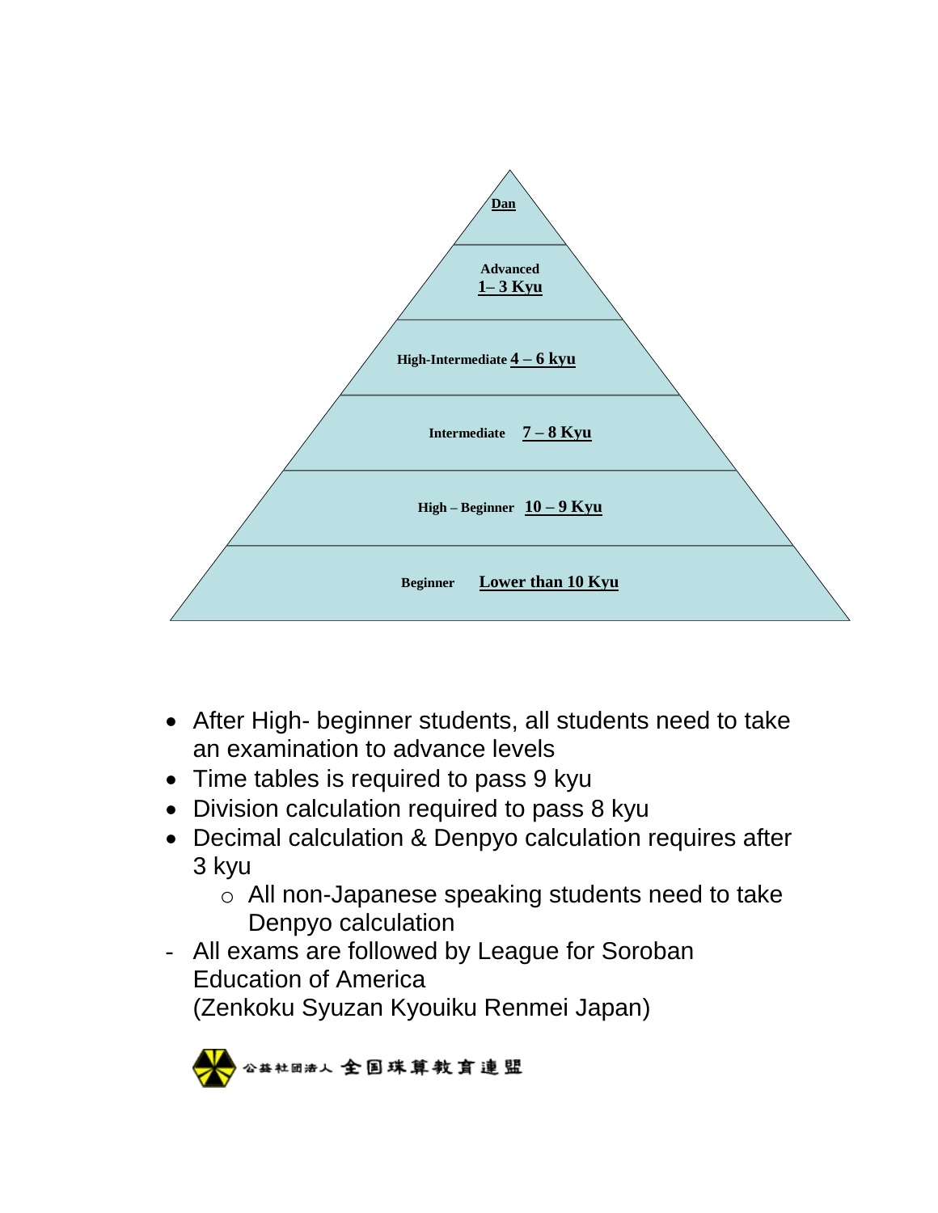Dan

Advanced
1– 3 Kyu

High-Intermediate 4 – 6 kyu

Intermediate 7 – 8 Kyu

High – Beginner 10 – 9 Kyu

Beginner Lower than 10 Kyu

- After High- beginner students, all students need to take an examination to advance levels
- Time tables is required to pass 9 kyu
- Division calculation required to pass 8 kyu
- Decimal calculation & Denpyo calculation requires after 3 kyu
  - All non-Japanese speaking students need to take Denpyo calculation

- All exams are followed by League for Soroban Education of America
  (Zenkoku Syuzan Kyouiku Renmei Japan)

公益社団法人 全国珠算教育連盟